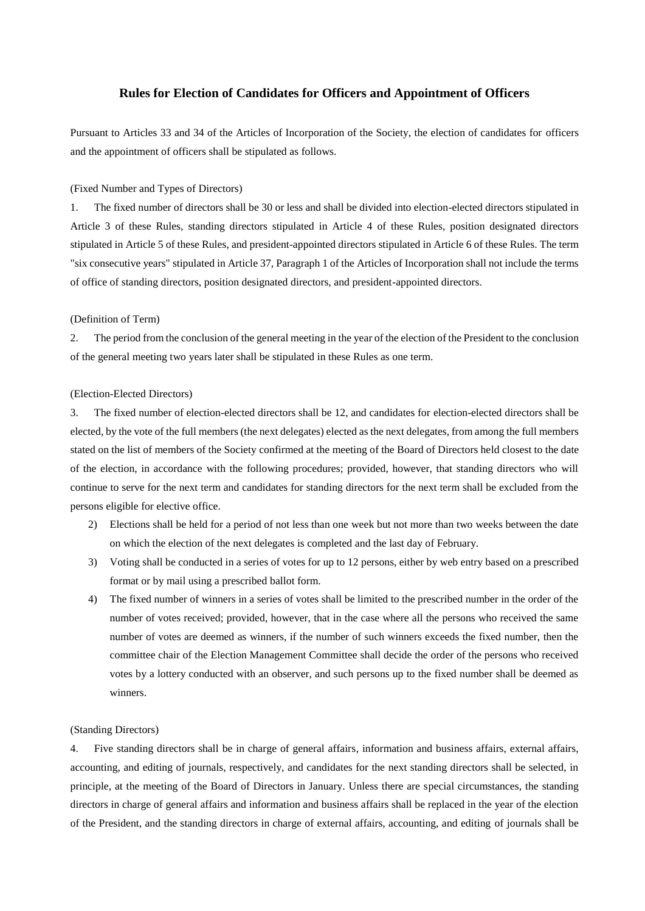# Rules for Election of Candidates for Officers and Appointment of Officers

Pursuant to Articles 33 and 34 of the Articles of Incorporation of the Society, the election of candidates for officers and the appointment of officers shall be stipulated as follows.

(Fixed Number and Types of Directors)

1. The fixed number of directors shall be 30 or less and shall be divided into election-elected directors stipulated in Article 3 of these Rules, standing directors stipulated in Article 4 of these Rules, position designated directors stipulated in Article 5 of these Rules, and president-appointed directors stipulated in Article 6 of these Rules. The term "six consecutive years" stipulated in Article 37, Paragraph 1 of the Articles of Incorporation shall not include the terms of office of standing directors, position designated directors, and president-appointed directors.

(Definition of Term)

2. The period from the conclusion of the general meeting in the year of the election of the President to the conclusion of the general meeting two years later shall be stipulated in these Rules as one term.

(Election-Elected Directors)

3. The fixed number of election-elected directors shall be 12, and candidates for election-elected directors shall be elected, by the vote of the full members (the next delegates) elected as the next delegates, from among the full members stated on the list of members of the Society confirmed at the meeting of the Board of Directors held closest to the date of the election, in accordance with the following procedures; provided, however, that standing directors who will continue to serve for the next term and candidates for standing directors for the next term shall be excluded from the persons eligible for elective office.

   2) Elections shall be held for a period of not less than one week but not more than two weeks between the date on which the election of the next delegates is completed and the last day of February.
   3) Voting shall be conducted in a series of votes for up to 12 persons, either by web entry based on a prescribed format or by mail using a prescribed ballot form.
   4) The fixed number of winners in a series of votes shall be limited to the prescribed number in the order of the number of votes received; provided, however, that in the case where all the persons who received the same number of votes are deemed as winners, if the number of such winners exceeds the fixed number, then the committee chair of the Election Management Committee shall decide the order of the persons who received votes by a lottery conducted with an observer, and such persons up to the fixed number shall be deemed as winners.

(Standing Directors)

4. Five standing directors shall be in charge of general affairs, information and business affairs, external affairs, accounting, and editing of journals, respectively, and candidates for the next standing directors shall be selected, in principle, at the meeting of the Board of Directors in January. Unless there are special circumstances, the standing directors in charge of general affairs and information and business affairs shall be replaced in the year of the election of the President, and the standing directors in charge of external affairs, accounting, and editing of journals shall be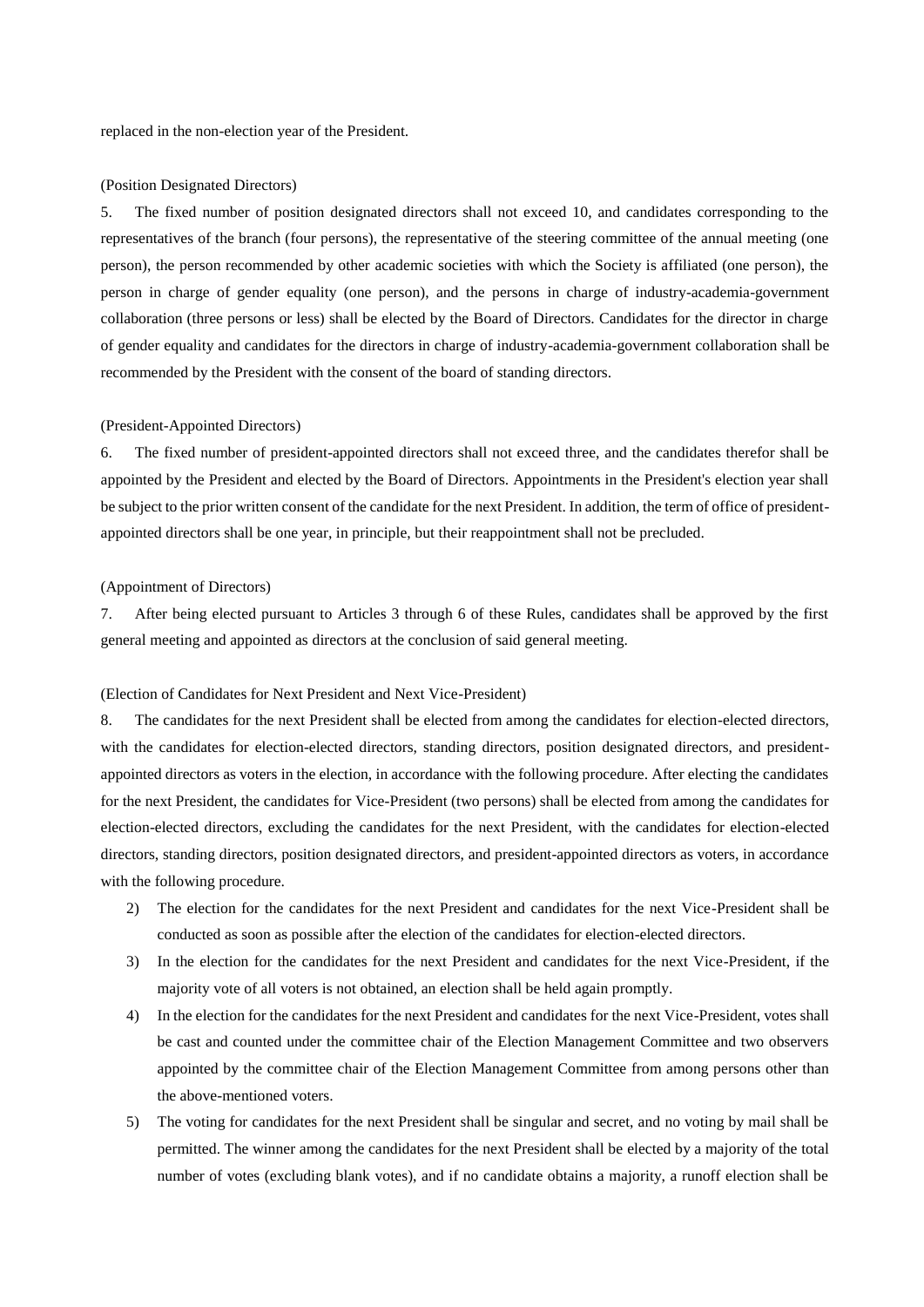replaced in the non-election year of the President.

(Position Designated Directors)

5. The fixed number of position designated directors shall not exceed 10, and candidates corresponding to the representatives of the branch (four persons), the representative of the steering committee of the annual meeting (one person), the person recommended by other academic societies with which the Society is affiliated (one person), the person in charge of gender equality (one person), and the persons in charge of industry-academia-government collaboration (three persons or less) shall be elected by the Board of Directors. Candidates for the director in charge of gender equality and candidates for the directors in charge of industry-academia-government collaboration shall be recommended by the President with the consent of the board of standing directors.

(President-Appointed Directors)

6. The fixed number of president-appointed directors shall not exceed three, and the candidates therefor shall be appointed by the President and elected by the Board of Directors. Appointments in the President's election year shall be subject to the prior written consent of the candidate for the next President. In addition, the term of office of president-appointed directors shall be one year, in principle, but their reappointment shall not be precluded.

(Appointment of Directors)

7. After being elected pursuant to Articles 3 through 6 of these Rules, candidates shall be approved by the first general meeting and appointed as directors at the conclusion of said general meeting.

(Election of Candidates for Next President and Next Vice-President)

8. The candidates for the next President shall be elected from among the candidates for election-elected directors, with the candidates for election-elected directors, standing directors, position designated directors, and president-appointed directors as voters in the election, in accordance with the following procedure. After electing the candidates for the next President, the candidates for Vice-President (two persons) shall be elected from among the candidates for election-elected directors, excluding the candidates for the next President, with the candidates for election-elected directors, standing directors, position designated directors, and president-appointed directors as voters, in accordance with the following procedure.

2) The election for the candidates for the next President and candidates for the next Vice-President shall be conducted as soon as possible after the election of the candidates for election-elected directors.

3) In the election for the candidates for the next President and candidates for the next Vice-President, if the majority vote of all voters is not obtained, an election shall be held again promptly.

4) In the election for the candidates for the next President and candidates for the next Vice-President, votes shall be cast and counted under the committee chair of the Election Management Committee and two observers appointed by the committee chair of the Election Management Committee from among persons other than the above-mentioned voters.

5) The voting for candidates for the next President shall be singular and secret, and no voting by mail shall be permitted. The winner among the candidates for the next President shall be elected by a majority of the total number of votes (excluding blank votes), and if no candidate obtains a majority, a runoff election shall be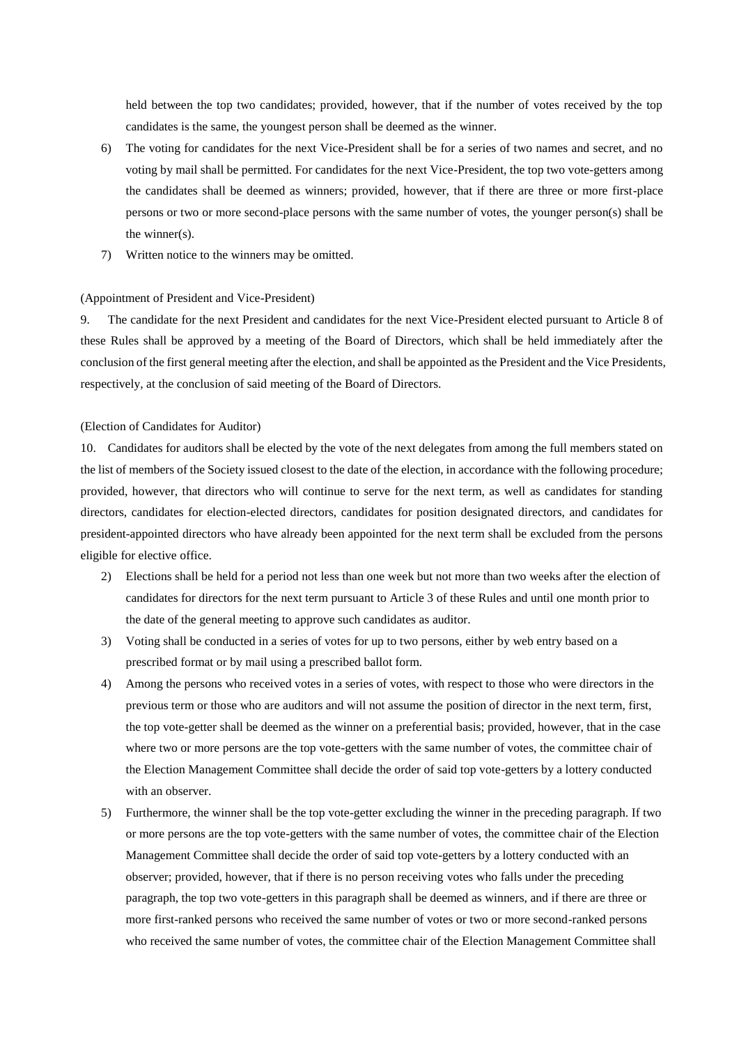held between the top two candidates; provided, however, that if the number of votes received by the top candidates is the same, the youngest person shall be deemed as the winner.

6) The voting for candidates for the next Vice-President shall be for a series of two names and secret, and no voting by mail shall be permitted. For candidates for the next Vice-President, the top two vote-getters among the candidates shall be deemed as winners; provided, however, that if there are three or more first-place persons or two or more second-place persons with the same number of votes, the younger person(s) shall be the winner(s).

7) Written notice to the winners may be omitted.

(Appointment of President and Vice-President)

9. The candidate for the next President and candidates for the next Vice-President elected pursuant to Article 8 of these Rules shall be approved by a meeting of the Board of Directors, which shall be held immediately after the conclusion of the first general meeting after the election, and shall be appointed as the President and the Vice Presidents, respectively, at the conclusion of said meeting of the Board of Directors.

(Election of Candidates for Auditor)

10. Candidates for auditors shall be elected by the vote of the next delegates from among the full members stated on the list of members of the Society issued closest to the date of the election, in accordance with the following procedure; provided, however, that directors who will continue to serve for the next term, as well as candidates for standing directors, candidates for election-elected directors, candidates for position designated directors, and candidates for president-appointed directors who have already been appointed for the next term shall be excluded from the persons eligible for elective office.

2) Elections shall be held for a period not less than one week but not more than two weeks after the election of candidates for directors for the next term pursuant to Article 3 of these Rules and until one month prior to the date of the general meeting to approve such candidates as auditor.

3) Voting shall be conducted in a series of votes for up to two persons, either by web entry based on a prescribed format or by mail using a prescribed ballot form.

4) Among the persons who received votes in a series of votes, with respect to those who were directors in the previous term or those who are auditors and will not assume the position of director in the next term, first, the top vote-getter shall be deemed as the winner on a preferential basis; provided, however, that in the case where two or more persons are the top vote-getters with the same number of votes, the committee chair of the Election Management Committee shall decide the order of said top vote-getters by a lottery conducted with an observer.

5) Furthermore, the winner shall be the top vote-getter excluding the winner in the preceding paragraph. If two or more persons are the top vote-getters with the same number of votes, the committee chair of the Election Management Committee shall decide the order of said top vote-getters by a lottery conducted with an observer; provided, however, that if there is no person receiving votes who falls under the preceding paragraph, the top two vote-getters in this paragraph shall be deemed as winners, and if there are three or more first-ranked persons who received the same number of votes or two or more second-ranked persons who received the same number of votes, the committee chair of the Election Management Committee shall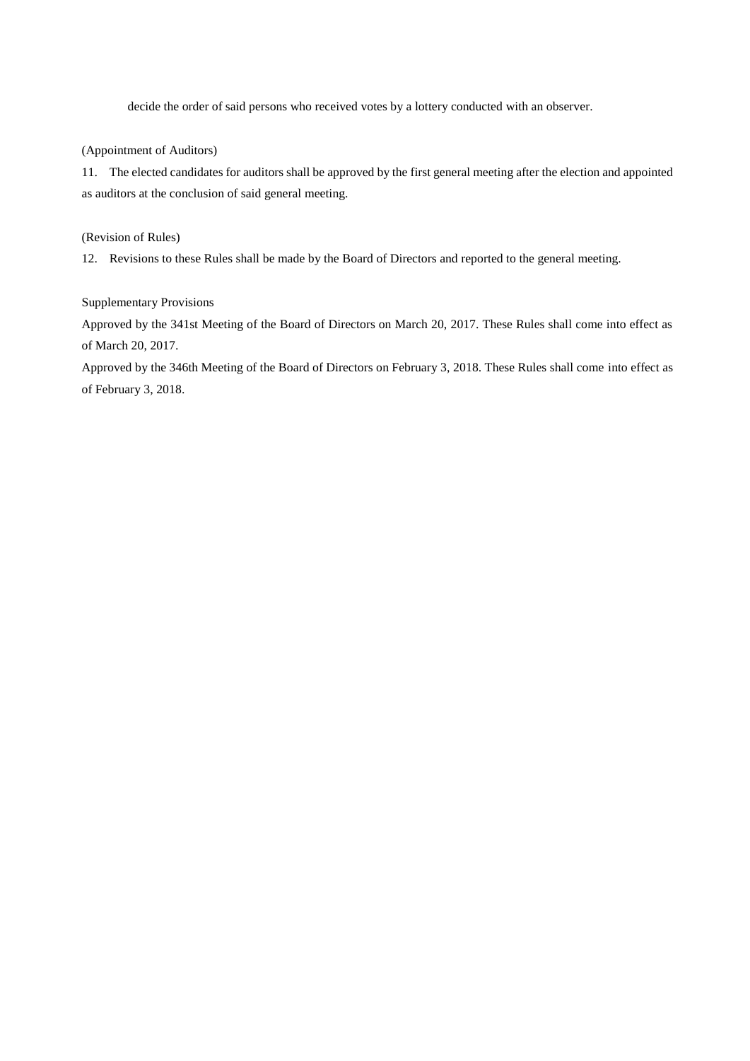decide the order of said persons who received votes by a lottery conducted with an observer.

(Appointment of Auditors)

11. The elected candidates for auditors shall be approved by the first general meeting after the election and appointed as auditors at the conclusion of said general meeting.

(Revision of Rules)

12. Revisions to these Rules shall be made by the Board of Directors and reported to the general meeting.

Supplementary Provisions

Approved by the 341st Meeting of the Board of Directors on March 20, 2017. These Rules shall come into effect as of March 20, 2017.

Approved by the 346th Meeting of the Board of Directors on February 3, 2018. These Rules shall come into effect as of February 3, 2018.